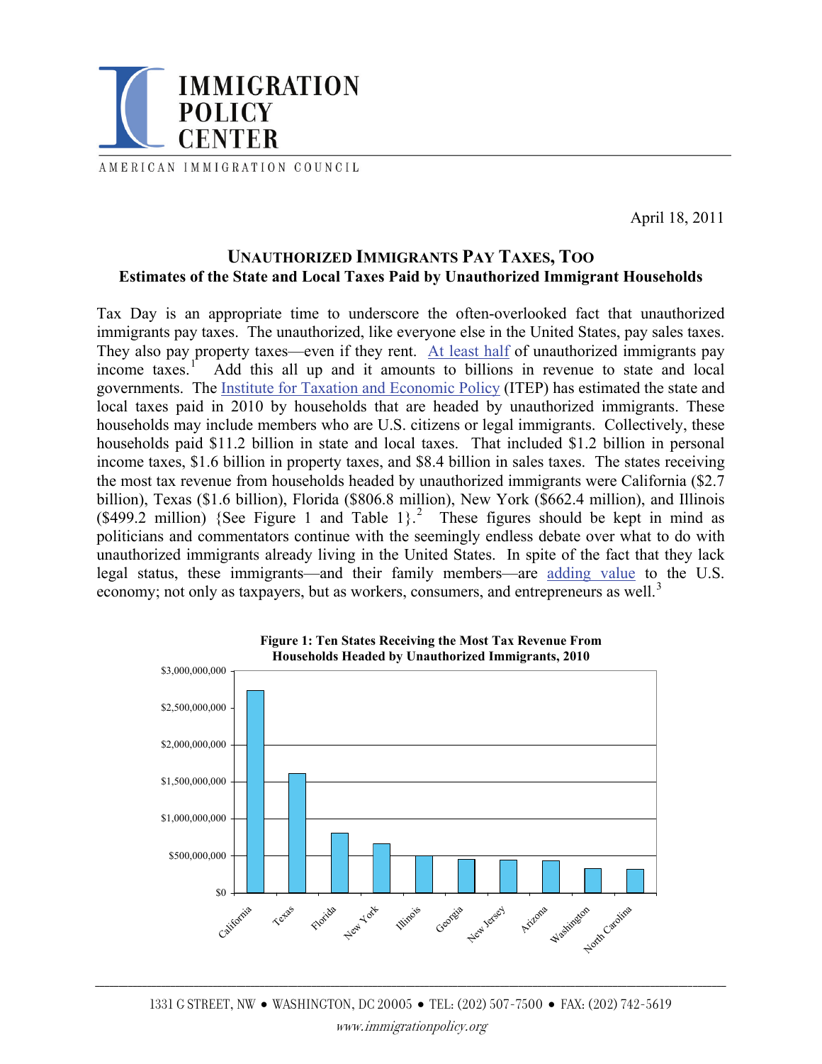IMMIGRATION POLICY CENTER

AMERICAN IMMIGRATION COUNCIL

April 18, 2011

## UNAUTHORIZED IMMIGRANTS PAY TAXES, TOO

### Estimates of the State and Local Taxes Paid by Unauthorized Immigrant Households

Tax Day is an appropriate time to underscore the often-overlooked fact that unauthorized immigrants pay taxes. The unauthorized, like everyone else in the United States, pay sales taxes. They also pay property taxes—even if they rent. At least half of unauthorized immigrants pay income taxes.[1] Add this all up and it amounts to billions in revenue to state and local governments. The Institute for Taxation and Economic Policy (ITEP) has estimated the state and local taxes paid in 2010 by households that are headed by unauthorized immigrants. These households may include members who are U.S. citizens or legal immigrants. Collectively, these households paid $11.2 billion in state and local taxes. That included $1.2 billion in personal income taxes, $1.6 billion in property taxes, and $8.4 billion in sales taxes. The states receiving the most tax revenue from households headed by unauthorized immigrants were California ($2.7 billion), Texas ($1.6 billion), Florida ($806.8 million), New York ($662.4 million), and Illinois ($499.2 million) {See Figure 1 and Table 1}.[2] These figures should be kept in mind as politicians and commentators continue with the seemingly endless debate over what to do with unauthorized immigrants already living in the United States. In spite of the fact that they lack legal status, these immigrants—and their family members—are adding value to the U.S. economy; not only as taxpayers, but as workers, consumers, and entrepreneurs as well.[3]

**Figure 1: Ten States Receiving the Most Tax Revenue From Households Headed by Unauthorized Immigrants, 2010**

$3,000,000,000
$2,500,000,000
$2,000,000,000
$1,500,000,000
$1,000,000,000
$500,000,000
$0

California, Texas, Florida, New York, Illinois, Georgia, New Jersey, Arizona, Washington, North Carolina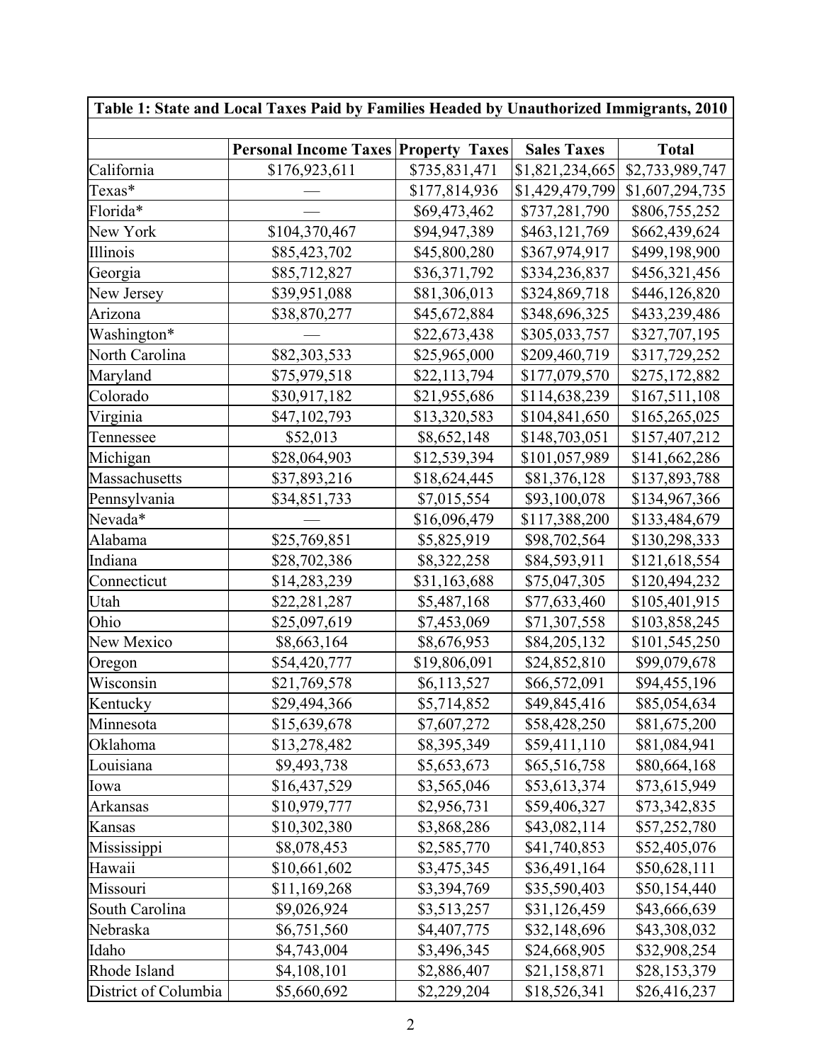| Table 1: State and Local Taxes Paid by Families Headed by Unauthorized Immigrants, 2010 | | | | |
|---|---|---|---|---|
| | Personal Income Taxes | Property Taxes | Sales Taxes | Total |
| California | $176,923,611 | $735,831,471 | $1,821,234,665 | $2,733,989,747 |
| Texas* | — | $177,814,936 | $1,429,479,799 | $1,607,294,735 |
| Florida* | — | $69,473,462 | $737,281,790 | $806,755,252 |
| New York | $104,370,467 | $94,947,389 | $463,121,769 | $662,439,624 |
| Illinois | $85,423,702 | $45,800,280 | $367,974,917 | $499,198,900 |
| Georgia | $85,712,827 | $36,371,792 | $334,236,837 | $456,321,456 |
| New Jersey | $39,951,088 | $81,306,013 | $324,869,718 | $446,126,820 |
| Arizona | $38,870,277 | $45,672,884 | $348,696,325 | $433,239,486 |
| Washington* | — | $22,673,438 | $305,033,757 | $327,707,195 |
| North Carolina | $82,303,533 | $25,965,000 | $209,460,719 | $317,729,252 |
| Maryland | $75,979,518 | $22,113,794 | $177,079,570 | $275,172,882 |
| Colorado | $30,917,182 | $21,955,686 | $114,638,239 | $167,511,108 |
| Virginia | $47,102,793 | $13,320,583 | $104,841,650 | $165,265,025 |
| Tennessee | $52,013 | $8,652,148 | $148,703,051 | $157,407,212 |
| Michigan | $28,064,903 | $12,539,394 | $101,057,989 | $141,662,286 |
| Massachusetts | $37,893,216 | $18,624,445 | $81,376,128 | $137,893,788 |
| Pennsylvania | $34,851,733 | $7,015,554 | $93,100,078 | $134,967,366 |
| Nevada* | — | $16,096,479 | $117,388,200 | $133,484,679 |
| Alabama | $25,769,851 | $5,825,919 | $98,702,564 | $130,298,333 |
| Indiana | $28,702,386 | $8,322,258 | $84,593,911 | $121,618,554 |
| Connecticut | $14,283,239 | $31,163,688 | $75,047,305 | $120,494,232 |
| Utah | $22,281,287 | $5,487,168 | $77,633,460 | $105,401,915 |
| Ohio | $25,097,619 | $7,453,069 | $71,307,558 | $103,858,245 |
| New Mexico | $8,663,164 | $8,676,953 | $84,205,132 | $101,545,250 |
| Oregon | $54,420,777 | $19,806,091 | $24,852,810 | $99,079,678 |
| Wisconsin | $21,769,578 | $6,113,527 | $66,572,091 | $94,455,196 |
| Kentucky | $29,494,366 | $5,714,852 | $49,845,416 | $85,054,634 |
| Minnesota | $15,639,678 | $7,607,272 | $58,428,250 | $81,675,200 |
| Oklahoma | $13,278,482 | $8,395,349 | $59,411,110 | $81,084,941 |
| Louisiana | $9,493,738 | $5,653,673 | $65,516,758 | $80,664,168 |
| Iowa | $16,437,529 | $3,565,046 | $53,613,374 | $73,615,949 |
| Arkansas | $10,979,777 | $2,956,731 | $59,406,327 | $73,342,835 |
| Kansas | $10,302,380 | $3,868,286 | $43,082,114 | $57,252,780 |
| Mississippi | $8,078,453 | $2,585,770 | $41,740,853 | $52,405,076 |
| Hawaii | $10,661,602 | $3,475,345 | $36,491,164 | $50,628,111 |
| Missouri | $11,169,268 | $3,394,769 | $35,590,403 | $50,154,440 |
| South Carolina | $9,026,924 | $3,513,257 | $31,126,459 | $43,666,639 |
| Nebraska | $6,751,560 | $4,407,775 | $32,148,696 | $43,308,032 |
| Idaho | $4,743,004 | $3,496,345 | $24,668,905 | $32,908,254 |
| Rhode Island | $4,108,101 | $2,886,407 | $21,158,871 | $28,153,379 |
| District of Columbia | $5,660,692 | $2,229,204 | $18,526,341 | $26,416,237 |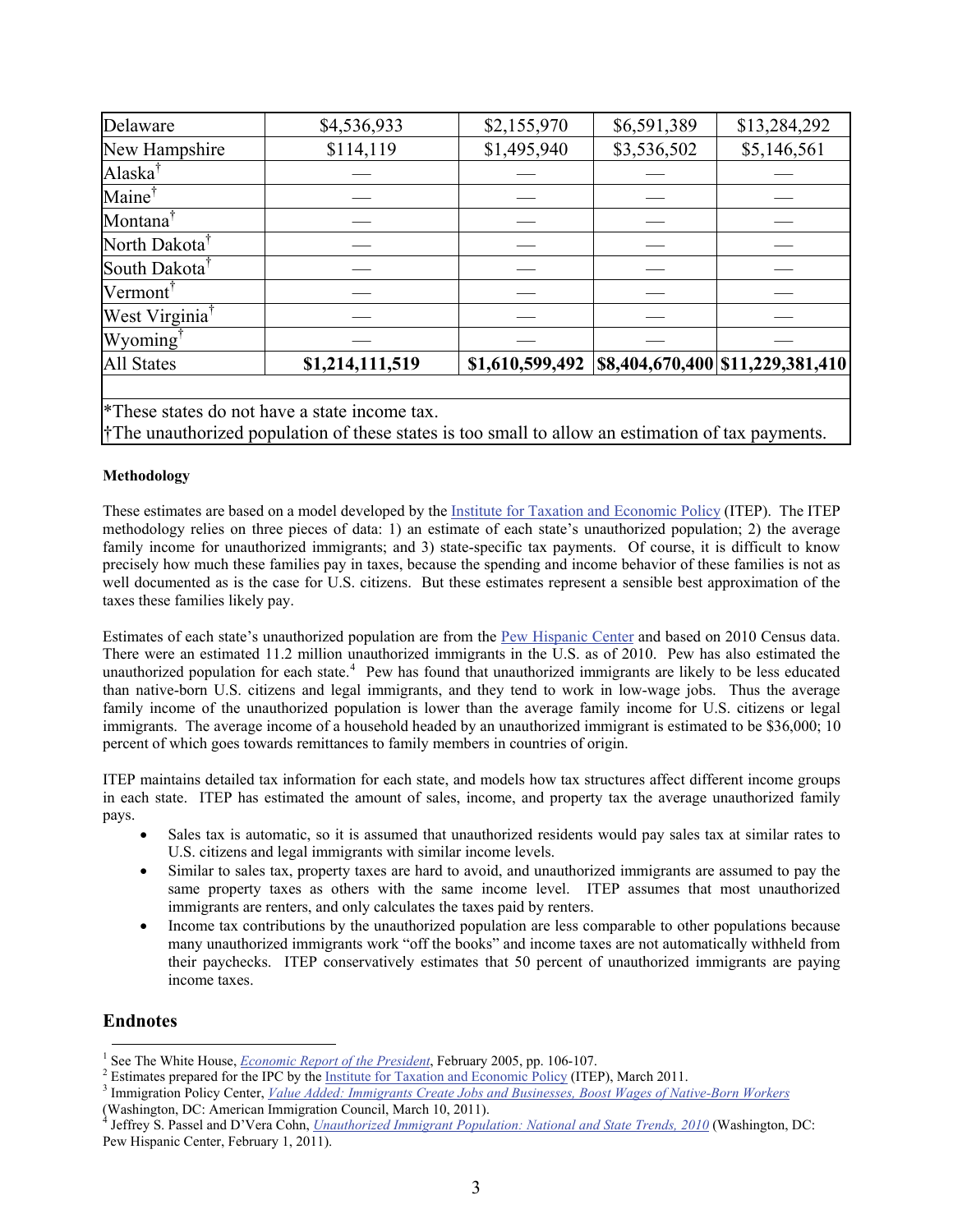| | | | | |
|---|---|---|---|---|
| Delaware | $4,536,933 | $2,155,970 | $6,591,389 | $13,284,292 |
| New Hampshire | $114,119 | $1,495,940 | $3,536,502 | $5,146,561 |
| Alaska† | — | — | — | — |
| Maine† | — | — | — | — |
| Montana† | — | — | — | — |
| North Dakota† | — | — | — | — |
| South Dakota† | — | — | — | — |
| Vermont† | — | — | — | — |
| West Virginia† | — | — | — | — |
| Wyoming† | — | — | — | — |
| All States | **$1,214,111,519** | **$1,610,599,492** | **$8,404,670,400** | **$11,229,381,410** |

*These states do not have a state income tax.

†The unauthorized population of these states is too small to allow an estimation of tax payments.

**Methodology**

These estimates are based on a model developed by the Institute for Taxation and Economic Policy (ITEP). The ITEP methodology relies on three pieces of data: 1) an estimate of each state's unauthorized population; 2) the average family income for unauthorized immigrants; and 3) state-specific tax payments. Of course, it is difficult to know precisely how much these families pay in taxes, because the spending and income behavior of these families is not as well documented as is the case for U.S. citizens. But these estimates represent a sensible best approximation of the taxes these families likely pay.

Estimates of each state's unauthorized population are from the Pew Hispanic Center and based on 2010 Census data. There were an estimated 11.2 million unauthorized immigrants in the U.S. as of 2010. Pew has also estimated the unauthorized population for each state.[4] Pew has found that unauthorized immigrants are likely to be less educated than native-born U.S. citizens and legal immigrants, and they tend to work in low-wage jobs. Thus the average family income of the unauthorized population is lower than the average family income for U.S. citizens or legal immigrants. The average income of a household headed by an unauthorized immigrant is estimated to be $36,000; 10 percent of which goes towards remittances to family members in countries of origin.

ITEP maintains detailed tax information for each state, and models how tax structures affect different income groups in each state. ITEP has estimated the amount of sales, income, and property tax the average unauthorized family pays.

- Sales tax is automatic, so it is assumed that unauthorized residents would pay sales tax at similar rates to U.S. citizens and legal immigrants with similar income levels.
- Similar to sales tax, property taxes are hard to avoid, and unauthorized immigrants are assumed to pay the same property taxes as others with the same income level. ITEP assumes that most unauthorized immigrants are renters, and only calculates the taxes paid by renters.
- Income tax contributions by the unauthorized population are less comparable to other populations because many unauthorized immigrants work "off the books" and income taxes are not automatically withheld from their paychecks. ITEP conservatively estimates that 50 percent of unauthorized immigrants are paying income taxes.

## Endnotes

[1] See The White House, *Economic Report of the President*, February 2005, pp. 106-107.

[2] Estimates prepared for the IPC by the Institute for Taxation and Economic Policy (ITEP), March 2011.

[3] Immigration Policy Center, *Value Added: Immigrants Create Jobs and Businesses, Boost Wages of Native-Born Workers* (Washington, DC: American Immigration Council, March 10, 2011).

[4] Jeffrey S. Passel and D'Vera Cohn, *Unauthorized Immigrant Population: National and State Trends, 2010* (Washington, DC: Pew Hispanic Center, February 1, 2011).